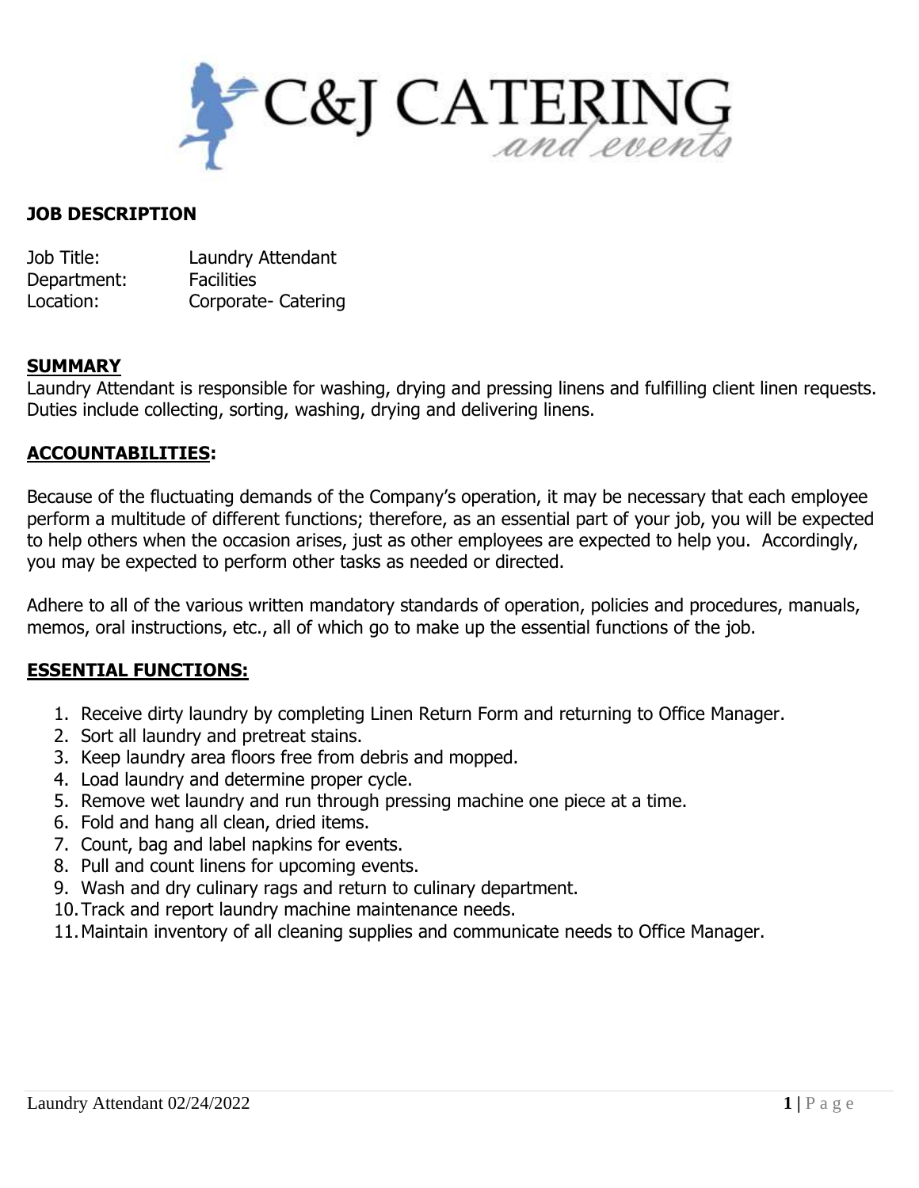C&J CATERING *and events*

**JOB DESCRIPTION**

Job Title: Laundry Attendant
Department: Facilities
Location: Corporate- Catering

## SUMMARY

Laundry Attendant is responsible for washing, drying and pressing linens and fulfilling client linen requests. Duties include collecting, sorting, washing, drying and delivering linens.

## ACCOUNTABILITIES:

Because of the fluctuating demands of the Company's operation, it may be necessary that each employee perform a multitude of different functions; therefore, as an essential part of your job, you will be expected to help others when the occasion arises, just as other employees are expected to help you. Accordingly, you may be expected to perform other tasks as needed or directed.

Adhere to all of the various written mandatory standards of operation, policies and procedures, manuals, memos, oral instructions, etc., all of which go to make up the essential functions of the job.

## ESSENTIAL FUNCTIONS:

1. Receive dirty laundry by completing Linen Return Form and returning to Office Manager.
2. Sort all laundry and pretreat stains.
3. Keep laundry area floors free from debris and mopped.
4. Load laundry and determine proper cycle.
5. Remove wet laundry and run through pressing machine one piece at a time.
6. Fold and hang all clean, dried items.
7. Count, bag and label napkins for events.
8. Pull and count linens for upcoming events.
9. Wash and dry culinary rags and return to culinary department.
10. Track and report laundry machine maintenance needs.
11. Maintain inventory of all cleaning supplies and communicate needs to Office Manager.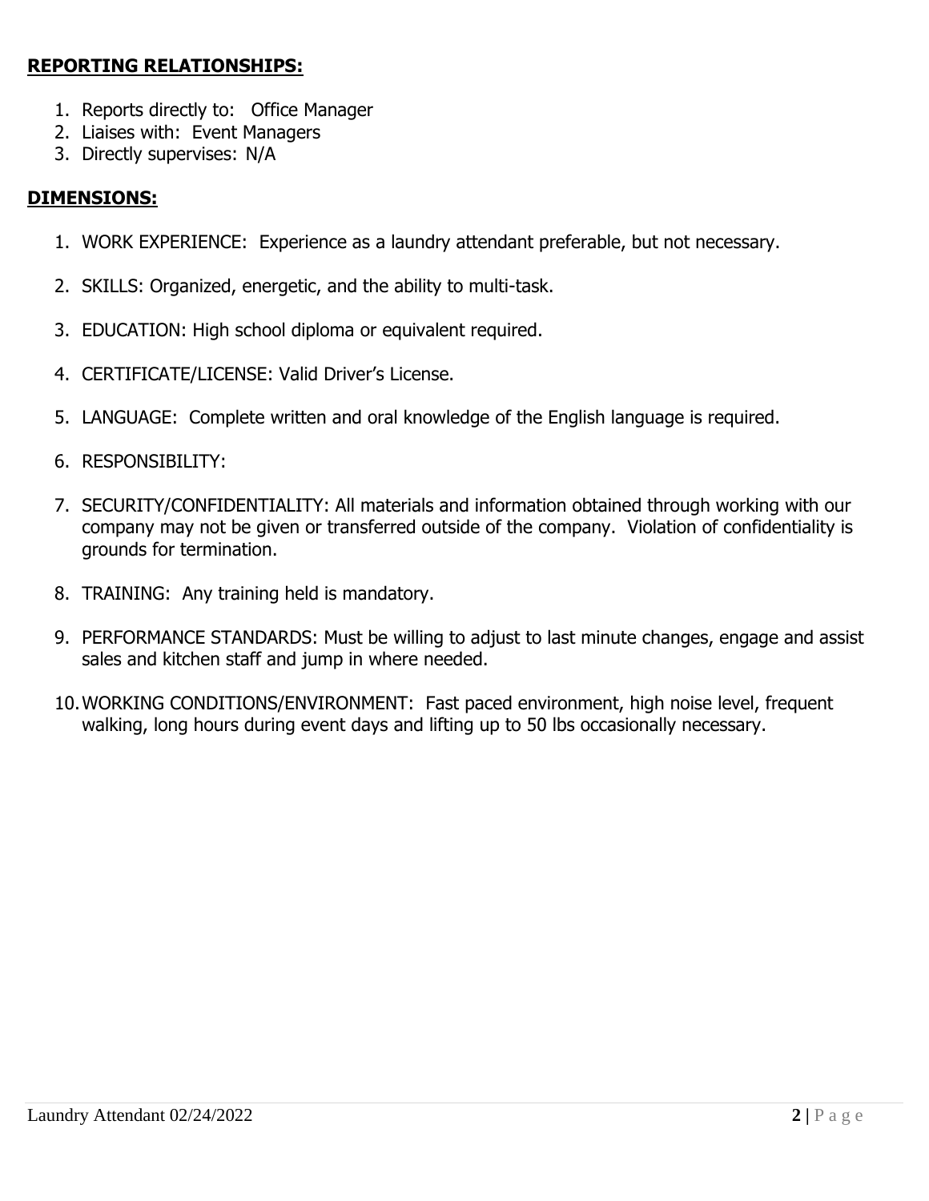**REPORTING RELATIONSHIPS:**

1. Reports directly to: Office Manager
2. Liaises with: Event Managers
3. Directly supervises: N/A

**DIMENSIONS:**

1. WORK EXPERIENCE: Experience as a laundry attendant preferable, but not necessary.
2. SKILLS: Organized, energetic, and the ability to multi-task.
3. EDUCATION: High school diploma or equivalent required.
4. CERTIFICATE/LICENSE: Valid Driver's License.
5. LANGUAGE: Complete written and oral knowledge of the English language is required.
6. RESPONSIBILITY:
7. SECURITY/CONFIDENTIALITY: All materials and information obtained through working with our company may not be given or transferred outside of the company. Violation of confidentiality is grounds for termination.
8. TRAINING: Any training held is mandatory.
9. PERFORMANCE STANDARDS: Must be willing to adjust to last minute changes, engage and assist sales and kitchen staff and jump in where needed.
10. WORKING CONDITIONS/ENVIRONMENT: Fast paced environment, high noise level, frequent walking, long hours during event days and lifting up to 50 lbs occasionally necessary.